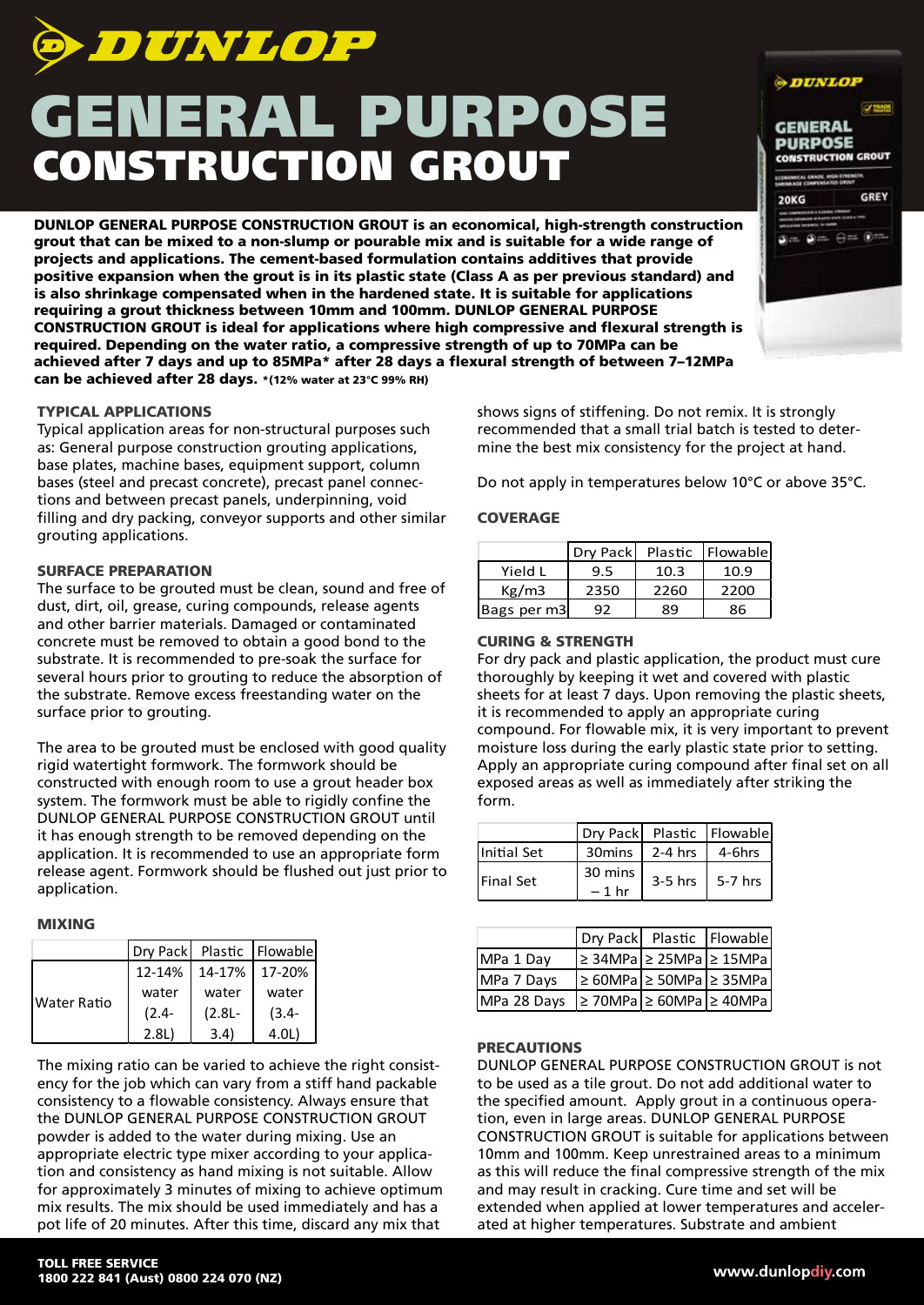# DUNLOP

# GENERAL PURPOSE CONSTRUCTION GROUT

**DUNLOP GENERAL PURPOSE CONSTRUCTION GROUT is an economical, high-strength construction grout that can be mixed to a non-slump or pourable mix and is suitable for a wide range of projects and applications. The cement-based formulation contains additives that provide positive expansion when the grout is in its plastic state (Class A as per previous standard) and is also shrinkage compensated when in the hardened state. It is suitable for applications requiring a grout thickness between 10mm and 100mm. DUNLOP GENERAL PURPOSE CONSTRUCTION GROUT is ideal for applications where high compressive and flexural strength is required. Depending on the water ratio, a compressive strength of up to 70MPa can be achieved after 7 days and up to 85MPa\* after 28 days a flexural strength of between 7–12MPa can be achieved after 28 days.** \*(12% water at 23°C 99% RH)

### TYPICAL APPLICATIONS

Typical application areas for non-structural purposes such as: General purpose construction grouting applications, base plates, machine bases, equipment support, column bases (steel and precast concrete), precast panel connections and between precast panels, underpinning, void filling and dry packing, conveyor supports and other similar grouting applications.

### SURFACE PREPARATION

The surface to be grouted must be clean, sound and free of dust, dirt, oil, grease, curing compounds, release agents and other barrier materials. Damaged or contaminated concrete must be removed to obtain a good bond to the substrate. It is recommended to pre-soak the surface for several hours prior to grouting to reduce the absorption of the substrate. Remove excess freestanding water on the surface prior to grouting.

The area to be grouted must be enclosed with good quality rigid watertight formwork. The formwork should be constructed with enough room to use a grout header box system. The formwork must be able to rigidly confine the DUNLOP GENERAL PURPOSE CONSTRUCTION GROUT until it has enough strength to be removed depending on the application. It is recommended to use an appropriate form release agent. Formwork should be flushed out just prior to application.

### MIXING

| | Dry Pack | Plastic | Flowable |
|---|---|---|---|
| Water Ratio | 12-14% water (2.4-2.8L) | 14-17% water (2.8L-3.4) | 17-20% water (3.4-4.0L) |

The mixing ratio can be varied to achieve the right consistency for the job which can vary from a stiff hand packable consistency to a flowable consistency. Always ensure that the DUNLOP GENERAL PURPOSE CONSTRUCTION GROUT powder is added to the water during mixing. Use an appropriate electric type mixer according to your application and consistency as hand mixing is not suitable. Allow for approximately 3 minutes of mixing to achieve optimum mix results. The mix should be used immediately and has a pot life of 20 minutes. After this time, discard any mix that shows signs of stiffening. Do not remix. It is strongly recommended that a small trial batch is tested to determine the best mix consistency for the project at hand.

Do not apply in temperatures below 10°C or above 35°C.

### COVERAGE

| | Dry Pack | Plastic | Flowable |
|---|---|---|---|
| Yield L | 9.5 | 10.3 | 10.9 |
| Kg/m3 | 2350 | 2260 | 2200 |
| Bags per m3 | 92 | 89 | 86 |

### CURING & STRENGTH

For dry pack and plastic application, the product must cure thoroughly by keeping it wet and covered with plastic sheets for at least 7 days. Upon removing the plastic sheets, it is recommended to apply an appropriate curing compound. For flowable mix, it is very important to prevent moisture loss during the early plastic state prior to setting. Apply an appropriate curing compound after final set on all exposed areas as well as immediately after striking the form.

| | Dry Pack | Plastic | Flowable |
|---|---|---|---|
| Initial Set | 30mins | 2-4 hrs | 4-6hrs |
| Final Set | 30 mins – 1 hr | 3-5 hrs | 5-7 hrs |

| | Dry Pack | Plastic | Flowable |
|---|---|---|---|
| MPa 1 Day | ≥ 34MPa | ≥ 25MPa | ≥ 15MPa |
| MPa 7 Days | ≥ 60MPa | ≥ 50MPa | ≥ 35MPa |
| MPa 28 Days | ≥ 70MPa | ≥ 60MPa | ≥ 40MPa |

### PRECAUTIONS

DUNLOP GENERAL PURPOSE CONSTRUCTION GROUT is not to be used as a tile grout. Do not add additional water to the specified amount. Apply grout in a continuous operation, even in large areas. DUNLOP GENERAL PURPOSE CONSTRUCTION GROUT is suitable for applications between 10mm and 100mm. Keep unrestrained areas to a minimum as this will reduce the final compressive strength of the mix and may result in cracking. Cure time and set will be extended when applied at lower temperatures and accelerated at higher temperatures. Substrate and ambient

**TOLL FREE SERVICE**
**1800 222 841 (Aust) 0800 224 070 (NZ)**

**www.dunlopdiy.com**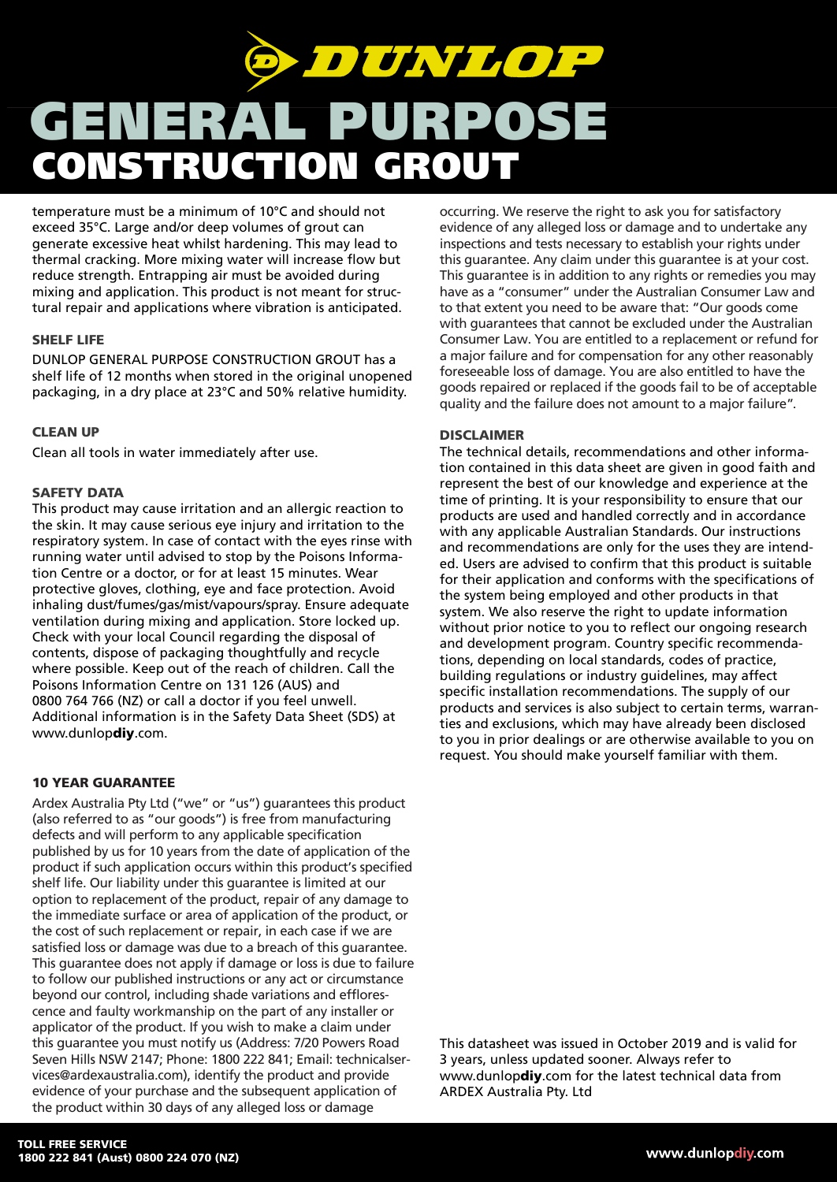# GENERAL PURPOSE
## CONSTRUCTION GROUT

temperature must be a minimum of 10°C and should not exceed 35°C. Large and/or deep volumes of grout can generate excessive heat whilst hardening. This may lead to thermal cracking. More mixing water will increase flow but reduce strength. Entrapping air must be avoided during mixing and application. This product is not meant for structural repair and applications where vibration is anticipated.

### SHELF LIFE

DUNLOP GENERAL PURPOSE CONSTRUCTION GROUT has a shelf life of 12 months when stored in the original unopened packaging, in a dry place at 23°C and 50% relative humidity.

### CLEAN UP

Clean all tools in water immediately after use.

### SAFETY DATA

This product may cause irritation and an allergic reaction to the skin. It may cause serious eye injury and irritation to the respiratory system. In case of contact with the eyes rinse with running water until advised to stop by the Poisons Information Centre or a doctor, or for at least 15 minutes. Wear protective gloves, clothing, eye and face protection. Avoid inhaling dust/fumes/gas/mist/vapours/spray. Ensure adequate ventilation during mixing and application. Store locked up. Check with your local Council regarding the disposal of contents, dispose of packaging thoughtfully and recycle where possible. Keep out of the reach of children. Call the Poisons Information Centre on 131 126 (AUS) and 0800 764 766 (NZ) or call a doctor if you feel unwell. Additional information is in the Safety Data Sheet (SDS) at www.dunlop**diy**.com.

### 10 YEAR GUARANTEE

Ardex Australia Pty Ltd ("we" or "us") guarantees this product (also referred to as "our goods") is free from manufacturing defects and will perform to any applicable specification published by us for 10 years from the date of application of the product if such application occurs within this product's specified shelf life. Our liability under this guarantee is limited at our option to replacement of the product, repair of any damage to the immediate surface or area of application of the product, or the cost of such replacement or repair, in each case if we are satisfied loss or damage was due to a breach of this guarantee. This guarantee does not apply if damage or loss is due to failure to follow our published instructions or any act or circumstance beyond our control, including shade variations and efflorescence and faulty workmanship on the part of any installer or applicator of the product. If you wish to make a claim under this guarantee you must notify us (Address: 7/20 Powers Road Seven Hills NSW 2147; Phone: 1800 222 841; Email: technicalservices@ardexaustralia.com), identify the product and provide evidence of your purchase and the subsequent application of the product within 30 days of any alleged loss or damage occurring. We reserve the right to ask you for satisfactory evidence of any alleged loss or damage and to undertake any inspections and tests necessary to establish your rights under this guarantee. Any claim under this guarantee is at your cost. This guarantee is in addition to any rights or remedies you may have as a "consumer" under the Australian Consumer Law and to that extent you need to be aware that: "Our goods come with guarantees that cannot be excluded under the Australian Consumer Law. You are entitled to a replacement or refund for a major failure and for compensation for any other reasonably foreseeable loss of damage. You are also entitled to have the goods repaired or replaced if the goods fail to be of acceptable quality and the failure does not amount to a major failure".

### DISCLAIMER

The technical details, recommendations and other information contained in this data sheet are given in good faith and represent the best of our knowledge and experience at the time of printing. It is your responsibility to ensure that our products are used and handled correctly and in accordance with any applicable Australian Standards. Our instructions and recommendations are only for the uses they are intended. Users are advised to confirm that this product is suitable for their application and conforms with the specifications of the system being employed and other products in that system. We also reserve the right to update information without prior notice to you to reflect our ongoing research and development program. Country specific recommendations, depending on local standards, codes of practice, building regulations or industry guidelines, may affect specific installation recommendations. The supply of our products and services is also subject to certain terms, warranties and exclusions, which may have already been disclosed to you in prior dealings or are otherwise available to you on request. You should make yourself familiar with them.

This datasheet was issued in October 2019 and is valid for 3 years, unless updated sooner. Always refer to www.dunlop**diy**.com for the latest technical data from ARDEX Australia Pty. Ltd

**TOLL FREE SERVICE**
**1800 222 841 (Aust) 0800 224 070 (NZ)**

**www.dunlopdiy.com**